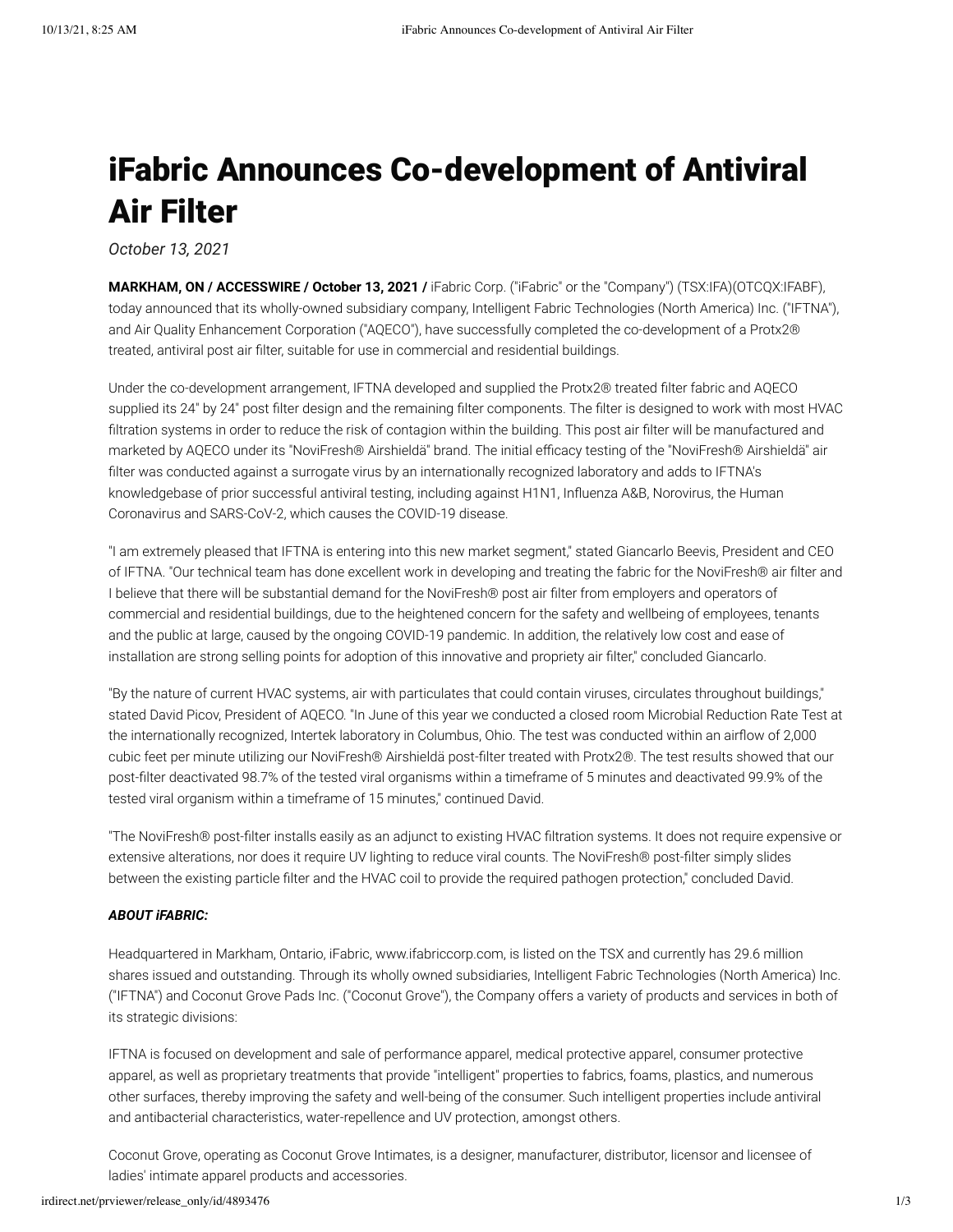# iFabric Announces Co-development of Antiviral Air Filter

*October 13, 2021*

**MARKHAM, ON / ACCESSWIRE / October 13, 2021 /** iFabric Corp. ("iFabric" or the "Company") (TSX:IFA)(OTCQX:IFABF), today announced that its wholly-owned subsidiary company, Intelligent Fabric Technologies (North America) Inc. ("IFTNA"), and Air Quality Enhancement Corporation ("AQECO"), have successfully completed the co-development of a Protx2® treated, antiviral post air filter, suitable for use in commercial and residential buildings.

Under the co-development arrangement, IFTNA developed and supplied the Protx2® treated filter fabric and AQECO supplied its 24" by 24" post filter design and the remaining filter components. The filter is designed to work with most HVAC filtration systems in order to reduce the risk of contagion within the building. This post air filter will be manufactured and marketed by AQECO under its "NoviFresh® Airshieldä" brand. The initial efficacy testing of the "NoviFresh® Airshieldä" air filter was conducted against a surrogate virus by an internationally recognized laboratory and adds to IFTNA's knowledgebase of prior successful antiviral testing, including against H1N1, Influenza A&B, Norovirus, the Human Coronavirus and SARS-CoV-2, which causes the COVID-19 disease.

"I am extremely pleased that IFTNA is entering into this new market segment," stated Giancarlo Beevis, President and CEO of IFTNA. "Our technical team has done excellent work in developing and treating the fabric for the NoviFresh® air filter and I believe that there will be substantial demand for the NoviFresh® post air filter from employers and operators of commercial and residential buildings, due to the heightened concern for the safety and wellbeing of employees, tenants and the public at large, caused by the ongoing COVID-19 pandemic. In addition, the relatively low cost and ease of installation are strong selling points for adoption of this innovative and propriety air filter," concluded Giancarlo.

"By the nature of current HVAC systems, air with particulates that could contain viruses, circulates throughout buildings," stated David Picov, President of AQECO. "In June of this year we conducted a closed room Microbial Reduction Rate Test at the internationally recognized, Intertek laboratory in Columbus, Ohio. The test was conducted within an airflow of 2,000 cubic feet per minute utilizing our NoviFresh® Airshieldä post-filter treated with Protx2®. The test results showed that our post-filter deactivated 98.7% of the tested viral organisms within a timeframe of 5 minutes and deactivated 99.9% of the tested viral organism within a timeframe of 15 minutes," continued David.

"The NoviFresh® post-filter installs easily as an adjunct to existing HVAC filtration systems. It does not require expensive or extensive alterations, nor does it require UV lighting to reduce viral counts. The NoviFresh® post-filter simply slides between the existing particle filter and the HVAC coil to provide the required pathogen protection," concluded David.

***ABOUT iFABRIC:***

Headquartered in Markham, Ontario, iFabric, www.ifabriccorp.com, is listed on the TSX and currently has 29.6 million shares issued and outstanding. Through its wholly owned subsidiaries, Intelligent Fabric Technologies (North America) Inc. ("IFTNA") and Coconut Grove Pads Inc. ("Coconut Grove"), the Company offers a variety of products and services in both of its strategic divisions:

IFTNA is focused on development and sale of performance apparel, medical protective apparel, consumer protective apparel, as well as proprietary treatments that provide "intelligent" properties to fabrics, foams, plastics, and numerous other surfaces, thereby improving the safety and well-being of the consumer. Such intelligent properties include antiviral and antibacterial characteristics, water-repellence and UV protection, amongst others.

Coconut Grove, operating as Coconut Grove Intimates, is a designer, manufacturer, distributor, licensor and licensee of ladies' intimate apparel products and accessories.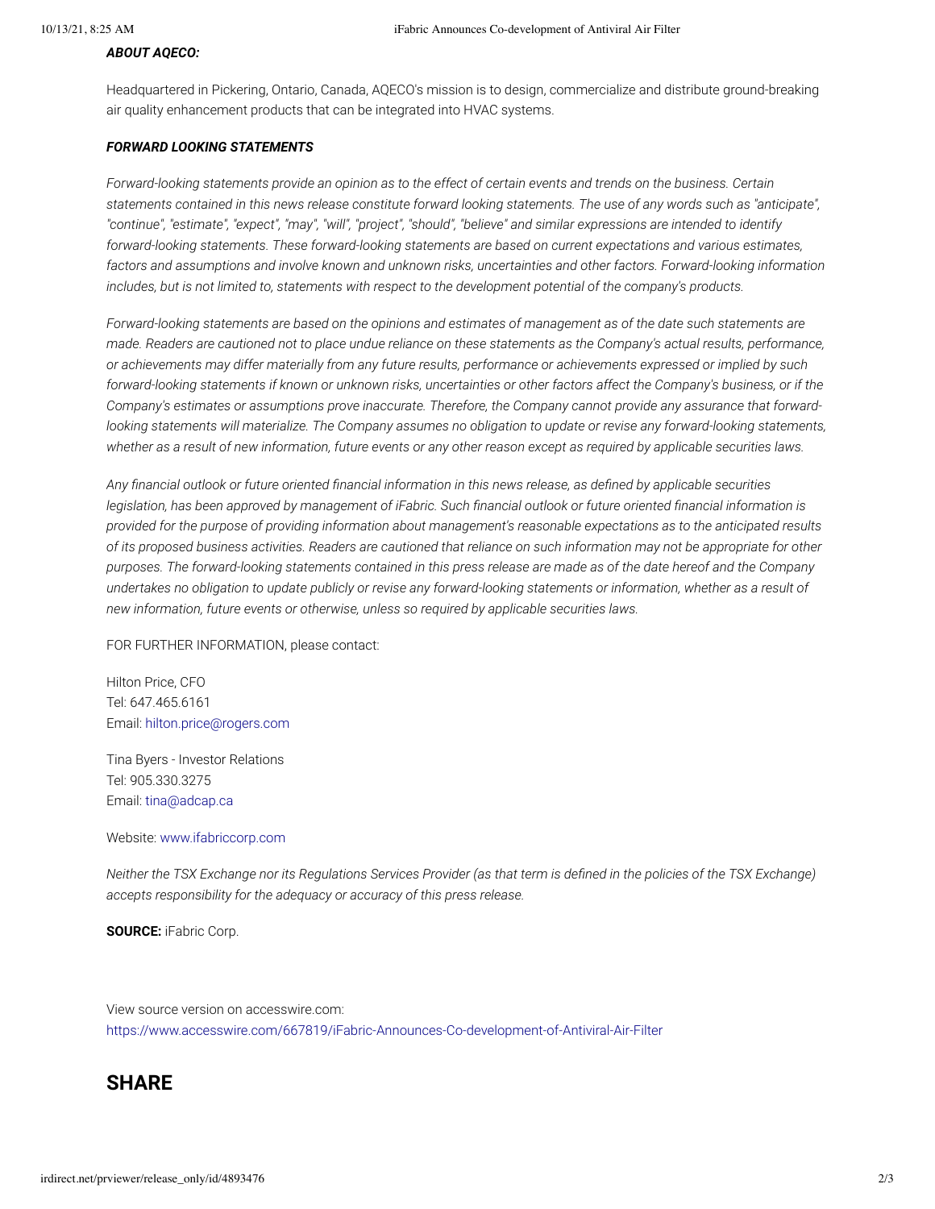***ABOUT AQECO:***

Headquartered in Pickering, Ontario, Canada, AQECO's mission is to design, commercialize and distribute ground-breaking air quality enhancement products that can be integrated into HVAC systems.

***FORWARD LOOKING STATEMENTS***

*Forward-looking statements provide an opinion as to the effect of certain events and trends on the business. Certain statements contained in this news release constitute forward looking statements. The use of any words such as "anticipate", "continue", "estimate", "expect", "may", "will", "project", "should", "believe" and similar expressions are intended to identify forward-looking statements. These forward-looking statements are based on current expectations and various estimates, factors and assumptions and involve known and unknown risks, uncertainties and other factors. Forward-looking information includes, but is not limited to, statements with respect to the development potential of the company's products.*

*Forward-looking statements are based on the opinions and estimates of management as of the date such statements are made. Readers are cautioned not to place undue reliance on these statements as the Company's actual results, performance, or achievements may differ materially from any future results, performance or achievements expressed or implied by such forward-looking statements if known or unknown risks, uncertainties or other factors affect the Company's business, or if the Company's estimates or assumptions prove inaccurate. Therefore, the Company cannot provide any assurance that forward-looking statements will materialize. The Company assumes no obligation to update or revise any forward-looking statements, whether as a result of new information, future events or any other reason except as required by applicable securities laws.*

*Any financial outlook or future oriented financial information in this news release, as defined by applicable securities legislation, has been approved by management of iFabric. Such financial outlook or future oriented financial information is provided for the purpose of providing information about management's reasonable expectations as to the anticipated results of its proposed business activities. Readers are cautioned that reliance on such information may not be appropriate for other purposes. The forward-looking statements contained in this press release are made as of the date hereof and the Company undertakes no obligation to update publicly or revise any forward-looking statements or information, whether as a result of new information, future events or otherwise, unless so required by applicable securities laws.*

FOR FURTHER INFORMATION, please contact:

Hilton Price, CFO
Tel: 647.465.6161
Email: hilton.price@rogers.com

Tina Byers - Investor Relations
Tel: 905.330.3275
Email: tina@adcap.ca

Website: www.ifabriccorp.com

*Neither the TSX Exchange nor its Regulations Services Provider (as that term is defined in the policies of the TSX Exchange) accepts responsibility for the adequacy or accuracy of this press release.*

**SOURCE:** iFabric Corp.

View source version on accesswire.com:
https://www.accesswire.com/667819/iFabric-Announces-Co-development-of-Antiviral-Air-Filter

## SHARE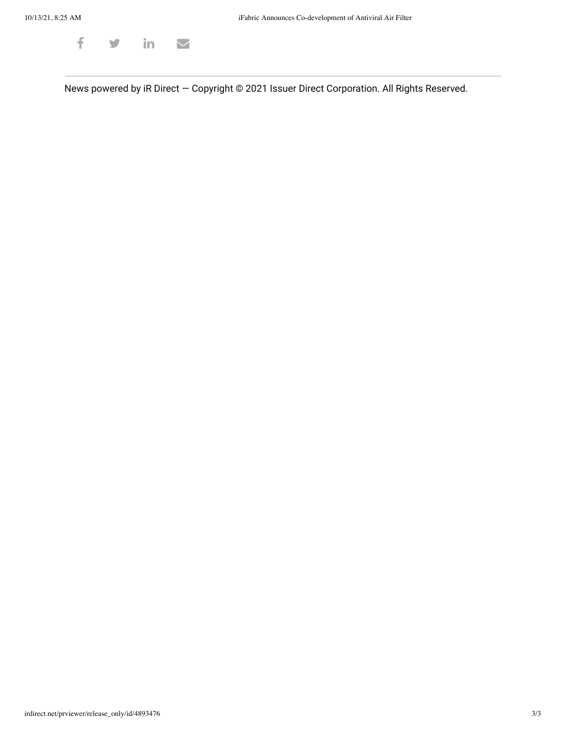News powered by iR Direct — Copyright © 2021 Issuer Direct Corporation. All Rights Reserved.